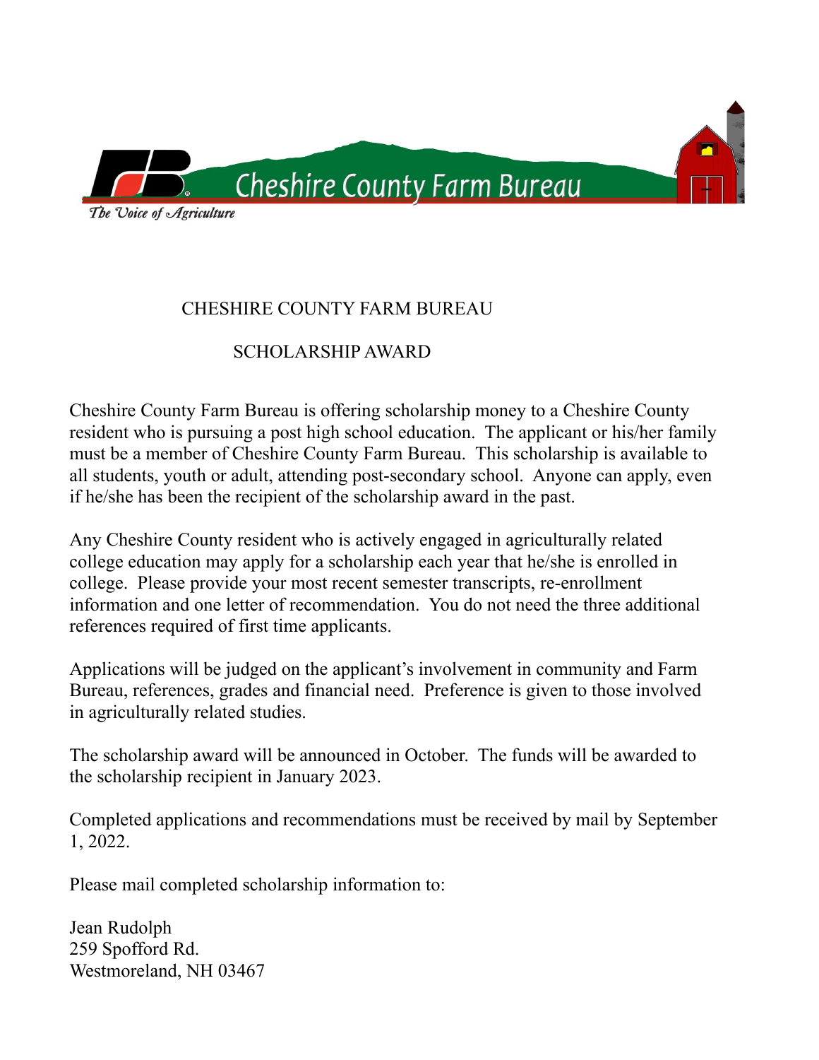Cheshire County Farm Bureau

*The Voice of Agriculture*

# CHESHIRE COUNTY FARM BUREAU

## SCHOLARSHIP AWARD

Cheshire County Farm Bureau is offering scholarship money to a Cheshire County resident who is pursuing a post high school education. The applicant or his/her family must be a member of Cheshire County Farm Bureau. This scholarship is available to all students, youth or adult, attending post-secondary school. Anyone can apply, even if he/she has been the recipient of the scholarship award in the past.

Any Cheshire County resident who is actively engaged in agriculturally related college education may apply for a scholarship each year that he/she is enrolled in college. Please provide your most recent semester transcripts, re-enrollment information and one letter of recommendation. You do not need the three additional references required of first time applicants.

Applications will be judged on the applicant's involvement in community and Farm Bureau, references, grades and financial need. Preference is given to those involved in agriculturally related studies.

The scholarship award will be announced in October. The funds will be awarded to the scholarship recipient in January 2023.

Completed applications and recommendations must be received by mail by September 1, 2022.

Please mail completed scholarship information to:

Jean Rudolph
259 Spofford Rd.
Westmoreland, NH 03467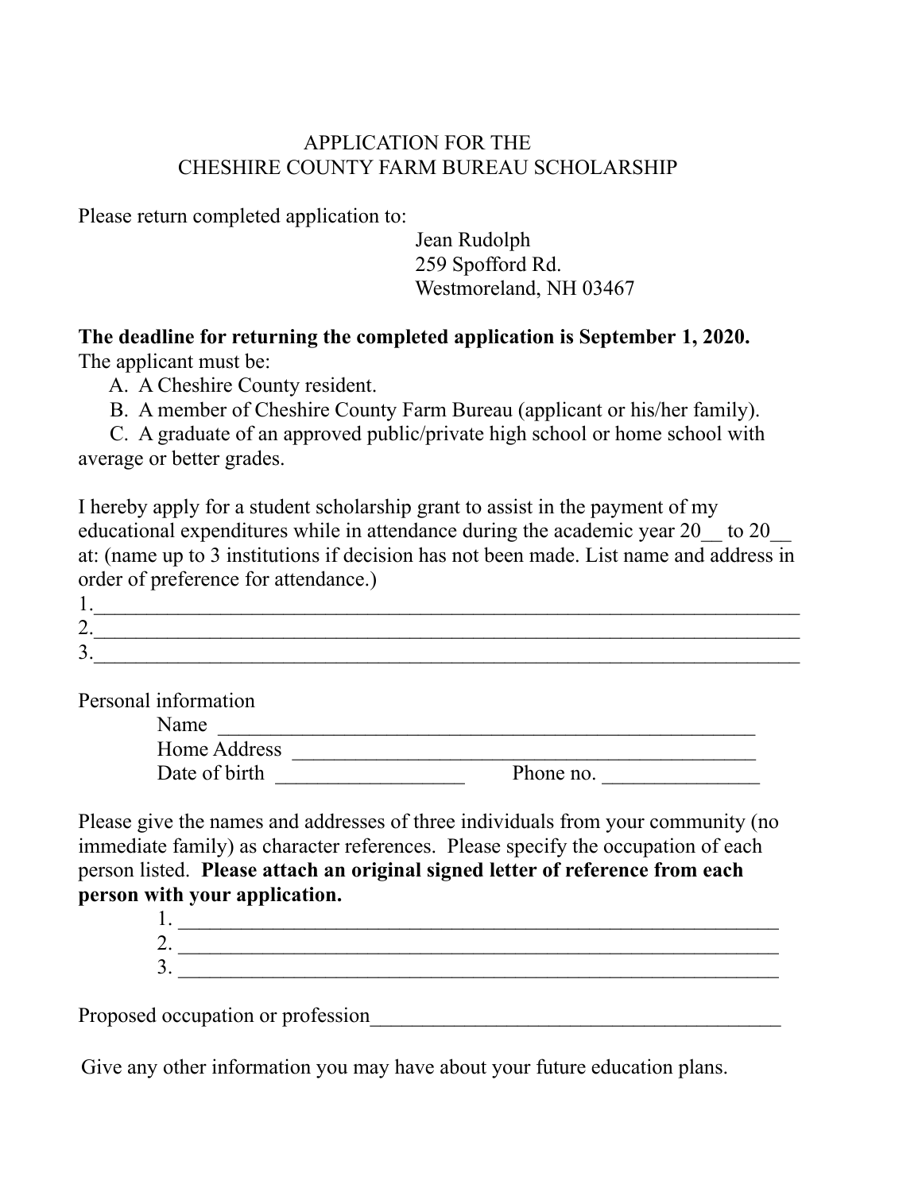APPLICATION FOR THE
CHESHIRE COUNTY FARM BUREAU SCHOLARSHIP

Please return completed application to:

Jean Rudolph
259 Spofford Rd.
Westmoreland, NH 03467

**The deadline for returning the completed application is September 1, 2020.**
The applicant must be:

A. A Cheshire County resident.
B. A member of Cheshire County Farm Bureau (applicant or his/her family).
C. A graduate of an approved public/private high school or home school with average or better grades.

I hereby apply for a student scholarship grant to assist in the payment of my educational expenditures while in attendance during the academic year 20__ to 20__ at: (name up to 3 institutions if decision has not been made. List name and address in order of preference for attendance.)

1.______________________________________________________________________
2.______________________________________________________________________
3.______________________________________________________________________

Personal information

Name ______________________________________________________
Home Address ______________________________________________
Date of birth __________________ Phone no. _______________

Please give the names and addresses of three individuals from your community (no immediate family) as character references. Please specify the occupation of each person listed. **Please attach an original signed letter of reference from each person with your application.**

1. ____________________________________________________________
2. ____________________________________________________________
3. ____________________________________________________________

Proposed occupation or profession________________________________________

Give any other information you may have about your future education plans.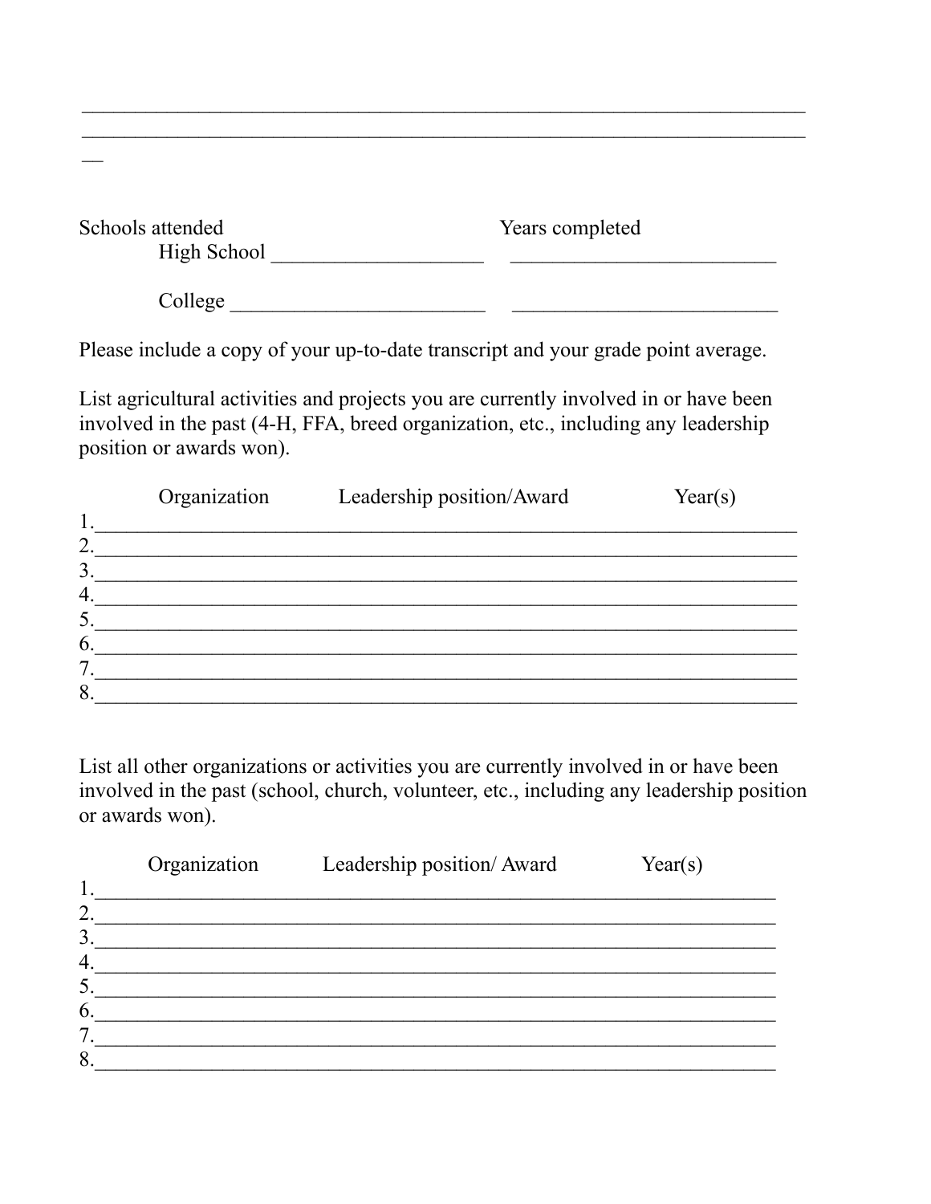_________________________________________________________________
_________________________________________________________________
__

Schools attended                                                  Years completed

High School ____________________          ________________________

College ________________________          ________________________

Please include a copy of your up-to-date transcript and your grade point average.

List agricultural activities and projects you are currently involved in or have been involved in the past (4-H, FFA, breed organization, etc., including any leadership position or awards won).

| | Organization | Leadership position/Award | Year(s) |
|---|---|---|---|
| 1. | | | |
| 2. | | | |
| 3. | | | |
| 4. | | | |
| 5. | | | |
| 6. | | | |
| 7. | | | |
| 8. | | | |

List all other organizations or activities you are currently involved in or have been involved in the past (school, church, volunteer, etc., including any leadership position or awards won).

| | Organization | Leadership position/ Award | Year(s) |
|---|---|---|---|
| 1. | | | |
| 2. | | | |
| 3. | | | |
| 4. | | | |
| 5. | | | |
| 6. | | | |
| 7. | | | |
| 8. | | | |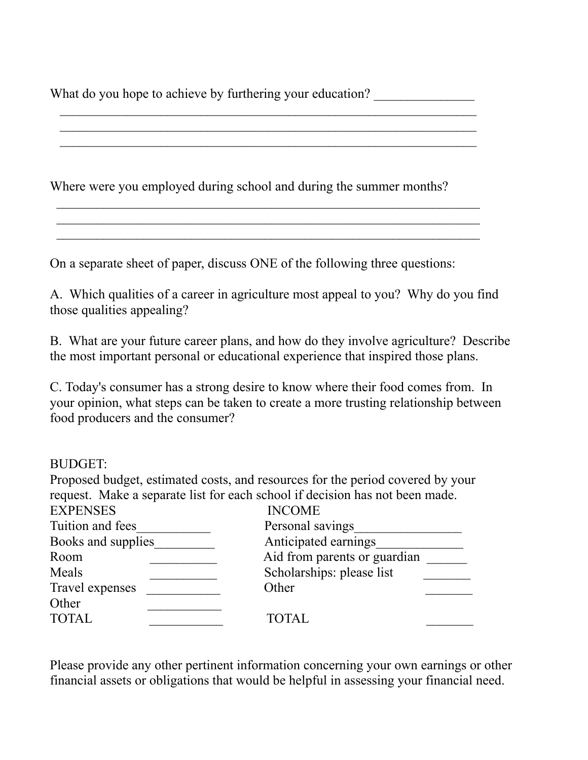What do you hope to achieve by furthering your education? _______________
_________________________________________________________________
_________________________________________________________________
_________________________________________________________________

Where were you employed during school and during the summer months?
_________________________________________________________________
_________________________________________________________________
_________________________________________________________________

On a separate sheet of paper, discuss ONE of the following three questions:

A. Which qualities of a career in agriculture most appeal to you? Why do you find those qualities appealing?

B. What are your future career plans, and how do they involve agriculture? Describe the most important personal or educational experience that inspired those plans.

C. Today's consumer has a strong desire to know where their food comes from. In your opinion, what steps can be taken to create a more trusting relationship between food producers and the consumer?

BUDGET:
Proposed budget, estimated costs, and resources for the period covered by your request. Make a separate list for each school if decision has not been made.

| EXPENSES | | INCOME | |
|---|---|---|---|
| Tuition and fees | ___________ | Personal savings | ________________ |
| Books and supplies | _________ | Anticipated earnings | _____________ |
| Room | __________ | Aid from parents or guardian | ______ |
| Meals | __________ | Scholarships: please list | _______ |
| Travel expenses | ___________ | Other | _______ |
| Other | ___________ | | |
| TOTAL | ___________ | TOTAL | _______ |

Please provide any other pertinent information concerning your own earnings or other financial assets or obligations that would be helpful in assessing your financial need.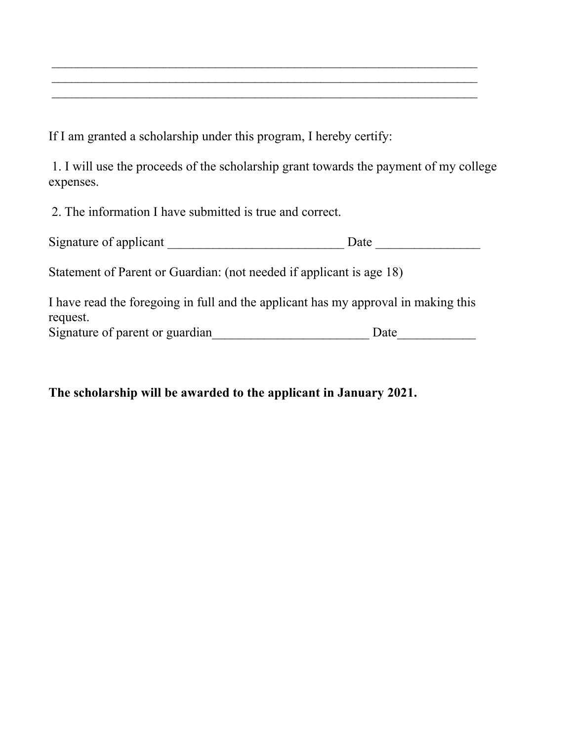\_\_\_\_\_\_\_\_\_\_\_\_\_\_\_\_\_\_\_\_\_\_\_\_\_\_\_\_\_\_\_\_\_\_\_\_\_\_\_\_\_\_\_\_\_\_\_\_\_\_\_\_\_\_\_\_\_\_\_\_\_\_\_\_\_\_\_\_\_\_
\_\_\_\_\_\_\_\_\_\_\_\_\_\_\_\_\_\_\_\_\_\_\_\_\_\_\_\_\_\_\_\_\_\_\_\_\_\_\_\_\_\_\_\_\_\_\_\_\_\_\_\_\_\_\_\_\_\_\_\_\_\_\_\_\_\_\_\_\_\_
\_\_\_\_\_\_\_\_\_\_\_\_\_\_\_\_\_\_\_\_\_\_\_\_\_\_\_\_\_\_\_\_\_\_\_\_\_\_\_\_\_\_\_\_\_\_\_\_\_\_\_\_\_\_\_\_\_\_\_\_\_\_\_\_\_\_\_\_\_\_

If I am granted a scholarship under this program, I hereby certify:

1. I will use the proceeds of the scholarship grant towards the payment of my college expenses.

2. The information I have submitted is true and correct.

Signature of applicant \_\_\_\_\_\_\_\_\_\_\_\_\_\_\_\_\_\_\_\_\_\_\_\_\_\_\_\_ Date \_\_\_\_\_\_\_\_\_\_\_\_\_\_\_\_

Statement of Parent or Guardian: (not needed if applicant is age 18)

I have read the foregoing in full and the applicant has my approval in making this request.
Signature of parent or guardian\_\_\_\_\_\_\_\_\_\_\_\_\_\_\_\_\_\_\_\_\_\_\_\_\_ Date\_\_\_\_\_\_\_\_\_\_\_\_

**The scholarship will be awarded to the applicant in January 2021.**